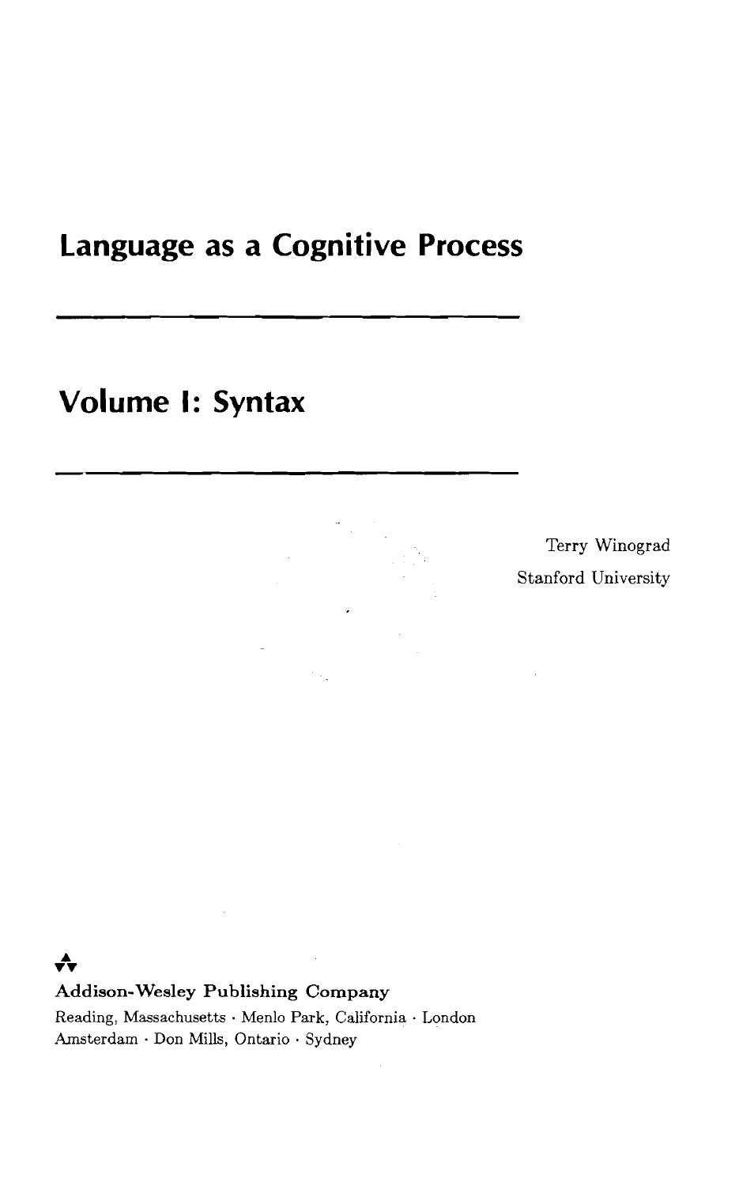# Language as a Cognitive Process

---

## Volume I: Syntax

---

Terry Winograd
Stanford University

**Addison-Wesley Publishing Company**

Reading, Massachusetts · Menlo Park, California · London
Amsterdam · Don Mills, Ontario · Sydney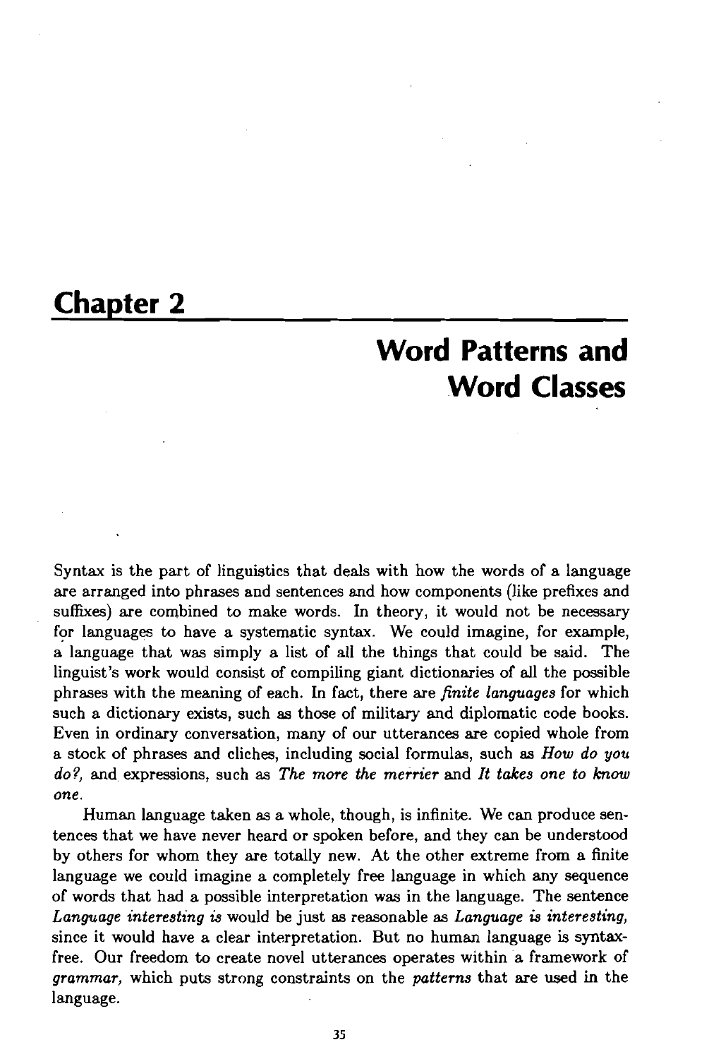# Chapter 2

## Word Patterns and Word Classes

Syntax is the part of linguistics that deals with how the words of a language are arranged into phrases and sentences and how components (like prefixes and suffixes) are combined to make words. In theory, it would not be necessary for languages to have a systematic syntax. We could imagine, for example, a language that was simply a list of all the things that could be said. The linguist's work would consist of compiling giant dictionaries of all the possible phrases with the meaning of each. In fact, there are *finite languages* for which such a dictionary exists, such as those of military and diplomatic code books. Even in ordinary conversation, many of our utterances are copied whole from a stock of phrases and cliches, including social formulas, such as *How do you do?,* and expressions, such as *The more the merrier* and *It takes one to know one*.

Human language taken as a whole, though, is infinite. We can produce sentences that we have never heard or spoken before, and they can be understood by others for whom they are totally new. At the other extreme from a finite language we could imagine a completely free language in which any sequence of words that had a possible interpretation was in the language. The sentence *Language interesting is* would be just as reasonable as *Language is interesting,* since it would have a clear interpretation. But no human language is syntax-free. Our freedom to create novel utterances operates within a framework of *grammar,* which puts strong constraints on the *patterns* that are used in the language.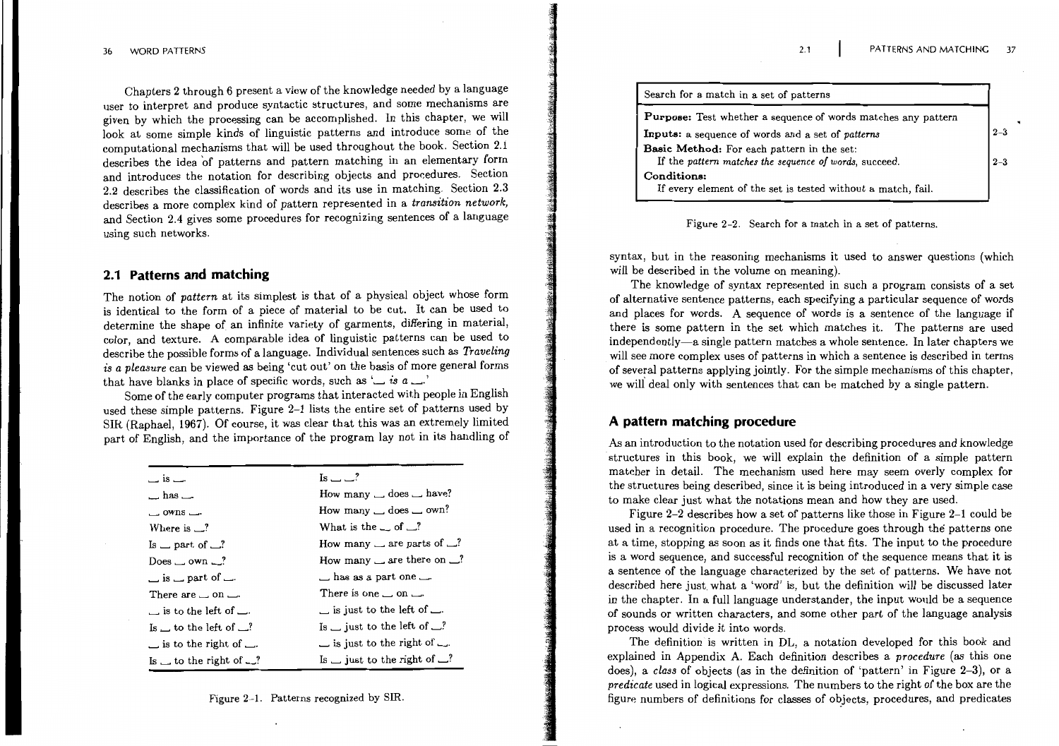Chapters 2 through 6 present a view of the knowledge needed by a language user to interpret and produce syntactic structures, and some mechanisms are given by which the processing can be accomplished. In this chapter, we will look at some simple kinds of linguistic patterns and introduce some of the computational mechanisms that will be used throughout the book. Section 2.1 describes the idea of patterns and pattern matching in an elementary form and introduces the notation for describing objects and procedures. Section 2.2 describes the classification of words and its use in matching. Section 2.3 describes a more complex kind of pattern represented in a *transition network*, and Section 2.4 gives some procedures for recognizing sentences of a language using such networks.

## 2.1 Patterns and matching

The notion of *pattern* at its simplest is that of a physical object whose form is identical to the form of a piece of material to be cut. It can be used to determine the shape of an infinite variety of garments, differing in material, color, and texture. A comparable idea of linguistic patterns can be used to describe the possible forms of a language. Individual sentences such as *Traveling is a pleasure* can be viewed as being 'cut out' on the basis of more general forms that have blanks in place of specific words, such as '\_\_ *is a* \_\_.'

Some of the early computer programs that interacted with people in English used these simple patterns. Figure 2–1 lists the entire set of patterns used by SIR (Raphael, 1967). Of course, it was clear that this was an extremely limited part of English, and the importance of the program lay not in its handling of syntax, but in the reasoning mechanisms it used to answer questions (which will be described in the volume on meaning).

| | |
|---|---|
| \_\_ is \_\_. | Is \_\_ \_\_? |
| \_\_ has \_\_. | How many \_\_ does \_\_ have? |
| \_\_ owns \_\_. | How many \_\_ does \_\_ own? |
| Where is \_\_? | What is the \_\_ of \_\_? |
| Is \_\_ part of \_\_? | How many \_\_ are parts of \_\_? |
| Does \_\_ own \_\_? | How many \_\_ are there on \_\_? |
| \_\_ is \_\_ part of \_\_. | \_\_ has as a part one \_\_. |
| There are \_\_ on \_\_. | There is one \_\_ on \_\_. |
| \_\_ is to the left of \_\_. | \_\_ is just to the left of \_\_. |
| Is \_\_ to the left of \_\_? | Is \_\_ just to the left of \_\_? |
| \_\_ is to the right of \_\_. | \_\_ is just to the right of \_\_. |
| Is \_\_ to the right of \_\_? | Is \_\_ just to the right of \_\_? |

Figure 2–1. Patterns recognized by SIR.

The knowledge of syntax represented in such a program consists of a set of alternative sentence patterns, each specifying a particular sequence of words and places for words. A sequence of words is a sentence of the language if there is some pattern in the set which matches it. The patterns are used independently—a single pattern matches a whole sentence. In later chapters we will see more complex uses of patterns in which a sentence is described in terms of several patterns applying jointly. For the simple mechanisms of this chapter, we will deal only with sentences that can be matched by a single pattern.

| Search for a match in a set of patterns | |
|---|---|
| **Purpose:** Test whether a sequence of words matches any pattern | |
| **Inputs:** a sequence of words and a set of *patterns* | 2–3 |
| **Basic Method:** For each pattern in the set: | |
| If the *pattern matches the sequence of words*, succeed. | 2–3 |
| **Conditions:** | |
| If every element of the set is tested without a match, fail. | |

Figure 2–2. Search for a match in a set of patterns.

### A pattern matching procedure

As an introduction to the notation used for describing procedures and knowledge structures in this book, we will explain the definition of a simple pattern matcher in detail. The mechanism used here may seem overly complex for the structures being described, since it is being introduced in a very simple case to make clear just what the notations mean and how they are used.

Figure 2–2 describes how a set of patterns like those in Figure 2–1 could be used in a recognition procedure. The procedure goes through the patterns one at a time, stopping as soon as it finds one that fits. The input to the procedure is a word sequence, and successful recognition of the sequence means that it is a sentence of the language characterized by the set of patterns. We have not described here just what a 'word' is, but the definition will be discussed later in the chapter. In a full language understander, the input would be a sequence of sounds or written characters, and some other part of the language analysis process would divide it into words.

The definition is written in DL, a notation developed for this book and explained in Appendix A. Each definition describes a *procedure* (as this one does), a *class* of objects (as in the definition of 'pattern' in Figure 2–3), or a *predicate* used in logical expressions. The numbers to the right of the box are the figure numbers of definitions for classes of objects, procedures, and predicates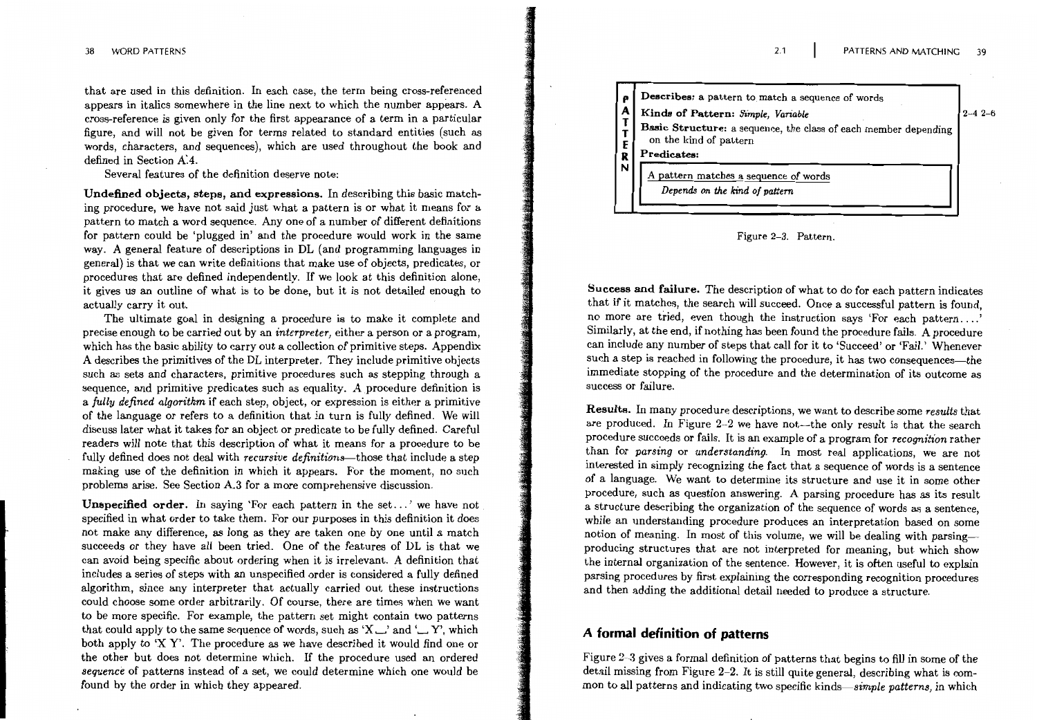that are used in this definition. In each case, the term being cross-referenced appears in italics somewhere in the line next to which the number appears. A cross-reference is given only for the first appearance of a term in a particular figure, and will not be given for terms related to standard entities (such as words, characters, and sequences), which are used throughout the book and defined in Section A.4.

Several features of the definition deserve note:

**Undefined objects, steps, and expressions.** In describing this basic matching procedure, we have not said just what a pattern is or what it means for a pattern to match a word sequence. Any one of a number of different definitions for pattern could be 'plugged in' and the procedure would work in the same way. A general feature of descriptions in DL (and programming languages in general) is that we can write definitions that make use of objects, predicates, or procedures that are defined independently. If we look at this definition alone, it gives us an outline of what is to be done, but it is not detailed enough to actually carry it out.

The ultimate goal in designing a procedure is to make it complete and precise enough to be carried out by an *interpreter*, either a person or a program, which has the basic ability to carry out a collection of primitive steps. Appendix A describes the primitives of the DL interpreter. They include primitive objects such as sets and characters, primitive procedures such as stepping through a sequence, and primitive predicates such as equality. A procedure definition is a *fully defined algorithm* if each step, object, or expression is either a primitive of the language or refers to a definition that in turn is fully defined. We will discuss later what it takes for an object or predicate to be fully defined. Careful readers will note that this description of what it means for a procedure to be fully defined does not deal with *recursive definitions*—those that include a step making use of the definition in which it appears. For the moment, no such problems arise. See Section A.3 for a more comprehensive discussion.

**Unspecified order.** In saying 'For each pattern in the set...' we have not specified in what order to take them. For our purposes in this definition it does not make any difference, as long as they are taken one by one until a match succeeds or they have all been tried. One of the features of DL is that we can avoid being specific about ordering when it is irrelevant. A definition that includes a series of steps with an unspecified order is considered a fully defined algorithm, since any interpreter that actually carried out these instructions could choose some order arbitrarily. Of course, there are times when we want to be more specific. For example, the pattern set might contain two patterns that could apply to the same sequence of words, such as 'X ␣' and '␣ Y', which both apply to 'X Y'. The procedure as we have described it would find one or the other but does not determine which. If the procedure used an ordered *sequence* of patterns instead of a set, we could determine which one would be found by the order in which they appeared.

**PATTERN**

**Describes:** a pattern to match a sequence of words

**Kinds of Pattern:** *Simple, Variable* — 2-4 2-6

**Basic Structure:** a sequence, the class of each member depending on the kind of pattern

**Predicates:**

> A pattern matches a sequence of words
> *Depends on the kind of pattern*

Figure 2-3. Pattern.

**Success and failure.** The description of what to do for each pattern indicates that if it matches, the search will succeed. Once a successful pattern is found, no more are tried, even though the instruction says 'For each pattern....' Similarly, at the end, if nothing has been found the procedure fails. A procedure can include any number of steps that call for it to 'Succeed' or 'Fail.' Whenever such a step is reached in following the procedure, it has two consequences—the immediate stopping of the procedure and the determination of its outcome as success or failure.

**Results.** In many procedure descriptions, we want to describe some *results* that are produced. In Figure 2-2 we have not—the only result is that the search procedure succeeds or fails. It is an example of a program for *recognition* rather than for *parsing* or *understanding*. In most real applications, we are not interested in simply recognizing the fact that a sequence of words is a sentence of a language. We want to determine its structure and use it in some other procedure, such as question answering. A parsing procedure has as its result a structure describing the organization of the sequence of words as a sentence, while an understanding procedure produces an interpretation based on some notion of meaning. In most of this volume, we will be dealing with parsing—producing structures that are not interpreted for meaning, but which show the internal organization of the sentence. However, it is often useful to explain parsing procedures by first explaining the corresponding recognition procedures and then adding the additional detail needed to produce a structure.

## A formal definition of patterns

Figure 2-3 gives a formal definition of patterns that begins to fill in some of the detail missing from Figure 2-2. It is still quite general, describing what is common to all patterns and indicating two specific kinds—*simple patterns*, in which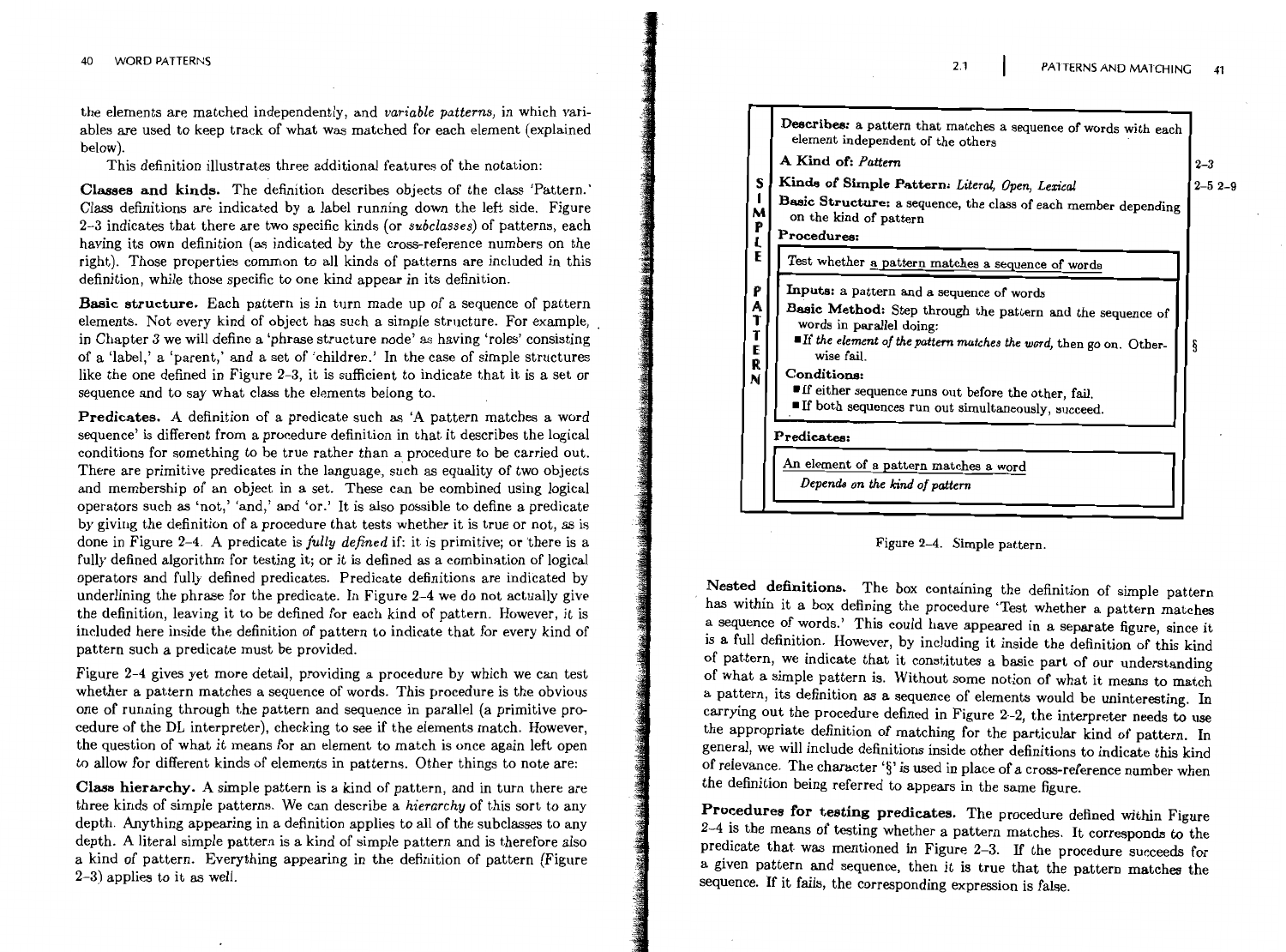the elements are matched independently, and *variable patterns,* in which variables are used to keep track of what was matched for each element (explained below).

This definition illustrates three additional features of the notation:

**Classes and kinds.** The definition describes objects of the class 'Pattern.' Class definitions are indicated by a label running down the left side. Figure 2–3 indicates that there are two specific kinds (or *subclasses*) of patterns, each having its own definition (as indicated by the cross-reference numbers on the right). Those properties common to all kinds of patterns are included in this definition, while those specific to one kind appear in its definition.

**Basic structure.** Each pattern is in turn made up of a sequence of pattern elements. Not every kind of object has such a simple structure. For example, in Chapter 3 we will define a 'phrase structure node' as having 'roles' consisting of a 'label,' a 'parent,' and a set of 'children.' In the case of simple structures like the one defined in Figure 2–3, it is sufficient to indicate that it is a set or sequence and to say what class the elements belong to.

**Predicates.** A definition of a predicate such as 'A pattern matches a word sequence' is different from a procedure definition in that it describes the logical conditions for something to be true rather than a procedure to be carried out. There are primitive predicates in the language, such as equality of two objects and membership of an object in a set. These can be combined using logical operators such as 'not,' 'and,' and 'or.' It is also possible to define a predicate by giving the definition of a procedure that tests whether it is true or not, as is done in Figure 2–4. A predicate is *fully defined* if: it is primitive; or there is a fully defined algorithm for testing it; or it is defined as a combination of logical operators and fully defined predicates. Predicate definitions are indicated by underlining the phrase for the predicate. In Figure 2–4 we do not actually give the definition, leaving it to be defined for each kind of pattern. However, it is included here inside the definition of pattern to indicate that for every kind of pattern such a predicate must be provided.

Figure 2–4 gives yet more detail, providing a procedure by which we can test whether a pattern matches a sequence of words. This procedure is the obvious one of running through the pattern and sequence in parallel (a primitive procedure of the DL interpreter), checking to see if the elements match. However, the question of what it means for an element to match is once again left open to allow for different kinds of elements in patterns. Other things to note are:

**Class hierarchy.** A simple pattern is a kind of pattern, and in turn there are three kinds of simple patterns. We can describe a *hierarchy* of this sort to any depth. Anything appearing in a definition applies to all of the subclasses to any depth. A literal simple pattern is a kind of simple pattern and is therefore also a kind of pattern. Everything appearing in the definition of pattern (Figure 2–3) applies to it as well.

---

**SIMPLE PATTERN**

**Describes:** a pattern that matches a sequence of words with each element independent of the others

**A Kind of:** *Pattern* — 2–3

**Kinds of Simple Pattern:** *Literal, Open, Lexical* — 2–5 2–9

**Basic Structure:** a sequence, the class of each member depending on the kind of pattern

**Procedures:**

<u>Test whether a pattern matches a sequence of words</u>

**Inputs:** a pattern and a sequence of words

**Basic Method:** Step through the pattern and the sequence of words in parallel doing:

- If *the element of the pattern matches the word,* then go on. Otherwise fail. — §

**Conditions:**

- If either sequence runs out before the other, fail.
- If both sequences run out simultaneously, succeed.

**Predicates:**

<u>An element of a pattern matches a word</u>

*Depends on the kind of pattern*

Figure 2–4. Simple pattern.

---

**Nested definitions.** The box containing the definition of simple pattern has within it a box defining the procedure 'Test whether a pattern matches a sequence of words.' This could have appeared in a separate figure, since it is a full definition. However, by including it inside the definition of this kind of pattern, we indicate that it constitutes a basic part of our understanding of what a simple pattern is. Without some notion of what it means to match a pattern, its definition as a sequence of elements would be uninteresting. In carrying out the procedure defined in Figure 2–2, the interpreter needs to use the appropriate definition of matching for the particular kind of pattern. In general, we will include definitions inside other definitions to indicate this kind of relevance. The character '§' is used in place of a cross-reference number when the definition being referred to appears in the same figure.

**Procedures for testing predicates.** The procedure defined within Figure 2–4 is the means of testing whether a pattern matches. It corresponds to the predicate that was mentioned in Figure 2–3. If the procedure succeeds for a given pattern and sequence, then it is true that the pattern matches the sequence. If it fails, the corresponding expression is false.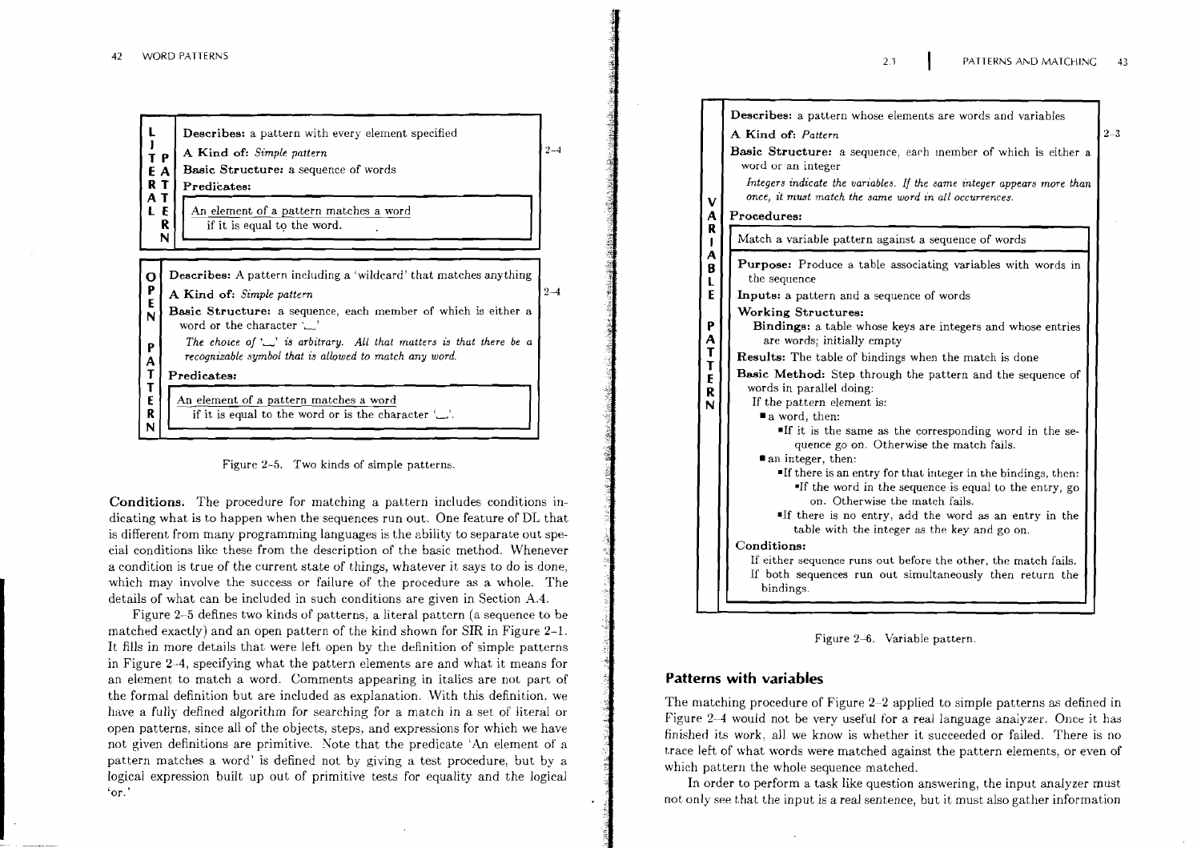**LITERAL PATTERN**

**Describes:** a pattern with every element specified

**A Kind of:** *Simple pattern* (2–4)

**Basic Structure:** a sequence of words

**Predicates:**

> An element of a pattern matches a word
> if it is equal to the word.

**OPEN PATTERN**

**Describes:** A pattern including a 'wildcard' that matches anything

**A Kind of:** *Simple pattern* (2–4)

**Basic Structure:** a sequence, each member of which is either a word or the character '␣'

*The choice of '␣' is arbitrary. All that matters is that there be a recognizable symbol that is allowed to match any word.*

**Predicates:**

> An element of a pattern matches a word
> if it is equal to the word or is the character '␣'.

Figure 2–5. Two kinds of simple patterns.

**Conditions.** The procedure for matching a pattern includes conditions indicating what is to happen when the sequences run out. One feature of DL that is different from many programming languages is the ability to separate out special conditions like these from the description of the basic method. Whenever a condition is true of the current state of things, whatever it says to do is done, which may involve the success or failure of the procedure as a whole. The details of what can be included in such conditions are given in Section A.4.

Figure 2–5 defines two kinds of patterns, a literal pattern (a sequence to be matched exactly) and an open pattern of the kind shown for SIR in Figure 2–1. It fills in more details that were left open by the definition of simple patterns in Figure 2–4, specifying what the pattern elements are and what it means for an element to match a word. Comments appearing in italics are not part of the formal definition but are included as explanation. With this definition, we have a fully defined algorithm for searching for a match in a set of literal or open patterns, since all of the objects, steps, and expressions for which we have not given definitions are primitive. Note that the predicate 'An element of a pattern matches a word' is defined not by giving a test procedure, but by a logical expression built up out of primitive tests for equality and the logical 'or.'

**VARIABLE PATTERN**

**Describes:** a pattern whose elements are words and variables

**A Kind of:** *Pattern* (2–3)

**Basic Structure:** a sequence, each member of which is either a word or an integer

*Integers indicate the variables. If the same integer appears more than once, it must match the same word in all occurrences.*

**Procedures:**

> Match a variable pattern against a sequence of words
>
> **Purpose:** Produce a table associating variables with words in the sequence
>
> **Inputs:** a pattern and a sequence of words
>
> **Working Structures:**
> - **Bindings:** a table whose keys are integers and whose entries are words; initially empty
>
> **Results:** The table of bindings when the match is done
>
> **Basic Method:** Step through the pattern and the sequence of words in parallel doing:
>
> If the pattern element is:
> - a word, then:
>   - If it is the same as the corresponding word in the sequence go on. Otherwise the match fails.
> - an integer, then:
>   - If there is an entry for that integer in the bindings, then:
>     - If the word in the sequence is equal to the entry, go on. Otherwise the match fails.
>   - If there is no entry, add the word as an entry in the table with the integer as the key and go on.
>
> **Conditions:**
>
> If either sequence runs out before the other, the match fails.
> If both sequences run out simultaneously then return the bindings.

Figure 2–6. Variable pattern.

## Patterns with variables

The matching procedure of Figure 2–2 applied to simple patterns as defined in Figure 2–4 would not be very useful for a real language analyzer. Once it has finished its work, all we know is whether it succeeded or failed. There is no trace left of what words were matched against the pattern elements, or even of which pattern the whole sequence matched.

In order to perform a task like question answering, the input analyzer must not only see that the input is a real sentence, but it must also gather information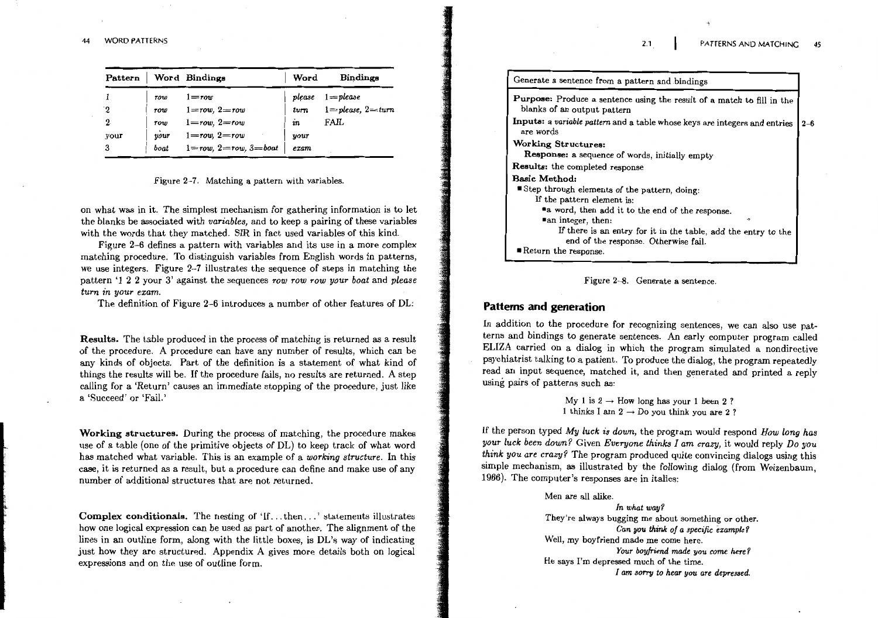| Pattern | Word | Bindings | Word | Bindings |
|---|---|---|---|---|
| 1 | *row* | 1=*row* | *please* | 1=*please* |
| 2 | *row* | 1=*row*, 2=*row* | *turn* | 1=*please*, 2=*turn* |
| 2 | *row* | 1=*row*, 2=*row* | *in* | FAIL |
| your | *your* | 1=*row*, 2=*row* | *your* | |
| 3 | *boat* | 1=*row*, 2=*row*, 3=*boat* | *exam* | |

Figure 2-7. Matching a pattern with variables.

on what was in it. The simplest mechanism for gathering information is to let the blanks be associated with *variables*, and to keep a pairing of these variables with the words that they matched. SIR in fact used variables of this kind.

Figure 2-6 defines a pattern with variables and its use in a more complex matching procedure. To distinguish variables from English words in patterns, we use integers. Figure 2-7 illustrates the sequence of steps in matching the pattern '1 2 2 your 3' against the sequences *row row row your boat* and *please turn in your exam*.

The definition of Figure 2-6 introduces a number of other features of DL:

**Results.** The table produced in the process of matching is returned as a result of the procedure. A procedure can have any number of results, which can be any kinds of objects. Part of the definition is a statement of what kind of things the results will be. If the procedure fails, no results are returned. A step calling for a 'Return' causes an immediate stopping of the procedure, just like a 'Succeed' or 'Fail.'

**Working structures.** During the process of matching, the procedure makes use of a table (one of the primitive objects of DL) to keep track of what word has matched what variable. This is an example of a *working structure*. In this case, it is returned as a result, but a procedure can define and make use of any number of additional structures that are not returned.

**Complex conditionals.** The nesting of 'If...then...' statements illustrates how one logical expression can be used as part of another. The alignment of the lines in an outline form, along with the little boxes, is DL's way of indicating just how they are structured. Appendix A gives more details both on logical expressions and on the use of outline form.

---

Generate a sentence from a pattern and bindings

**Purpose:** Produce a sentence using the result of a match to fill in the blanks of an output pattern

**Inputs:** a *variable pattern* and a table whose keys are integers and entries are words (2-6)

**Working Structures:**
  **Response:** a sequence of words, initially empty

**Results:** the completed response

**Basic Method:**
- Step through elements of the pattern, doing:
  - If the pattern element is:
    - a word, then add it to the end of the response.
    - an integer, then:
      - If there is an entry for it in the table, add the entry to the end of the response. Otherwise fail.
- Return the response.

---

Figure 2-8. Generate a sentence.

## Patterns and generation

In addition to the procedure for recognizing sentences, we can also use patterns and bindings to generate sentences. An early computer program called ELIZA carried on a dialog in which the program simulated a nondirective psychiatrist talking to a patient. To produce the dialog, the program repeatedly read an input sequence, matched it, and then generated and printed a reply using pairs of patterns such as:

My 1 is 2 → How long has your 1 been 2 ?
1 thinks I am 2 → Do you think you are 2 ?

If the person typed *My luck is down*, the program would respond *How long has your luck been down?* Given *Everyone thinks I am crazy*, it would reply *Do you think you are crazy?* The program produced quite convincing dialogs using this simple mechanism, as illustrated by the following dialog (from Weizenbaum, 1966). The computer's responses are in italics:

Men are all alike.
*In what way?*
They're always bugging me about something or other.
*Can you think of a specific example?*
Well, my boyfriend made me come here.
*Your boyfriend made you come here?*
He says I'm depressed much of the time.
*I am sorry to hear you are depressed.*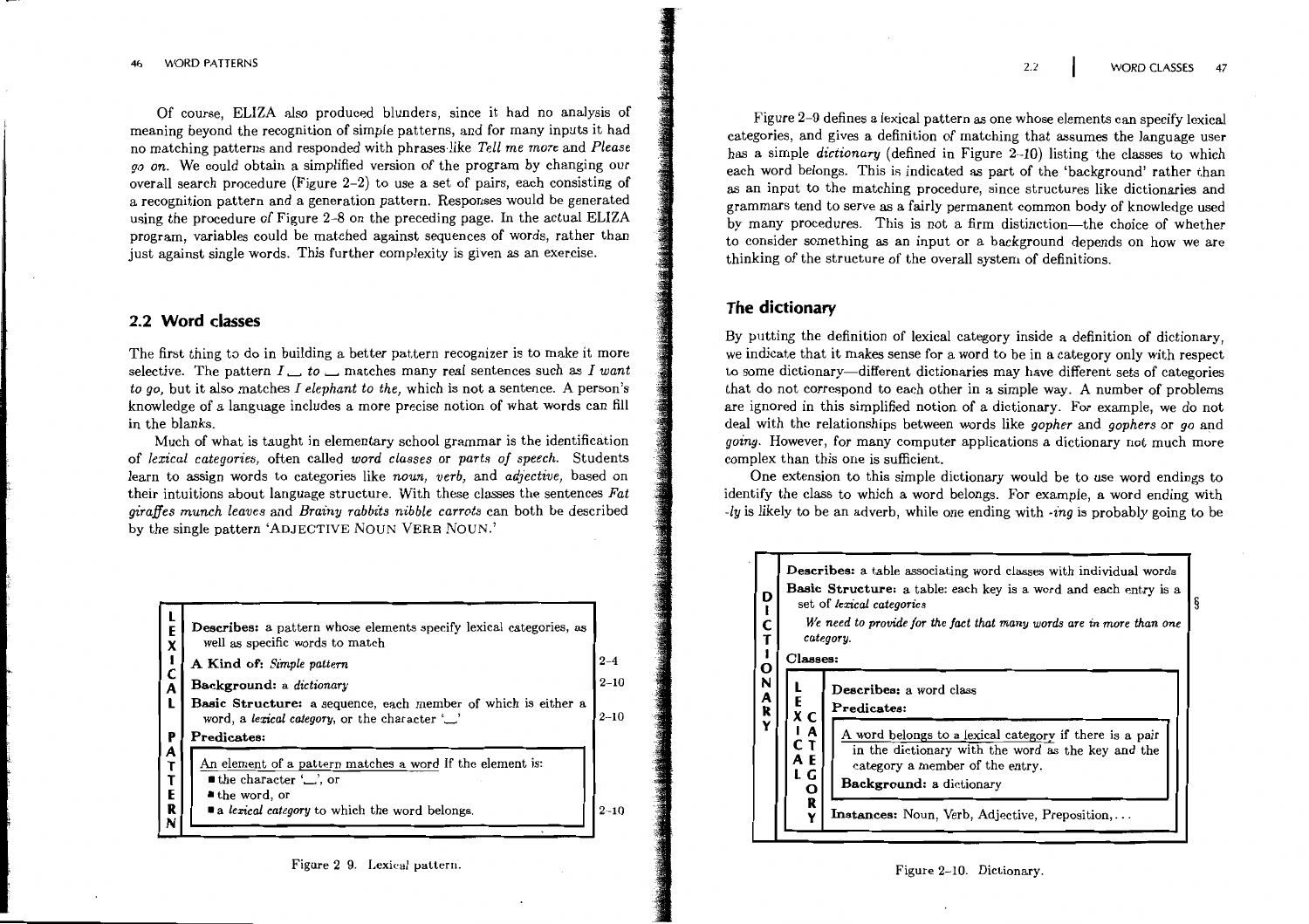Of course, ELIZA also produced blunders, since it had no analysis of meaning beyond the recognition of simple patterns, and for many inputs it had no matching patterns and responded with phrases like *Tell me more* and *Please go on.* We could obtain a simplified version of the program by changing our overall search procedure (Figure 2–2) to use a set of pairs, each consisting of a recognition pattern and a generation pattern. Responses would be generated using the procedure of Figure 2–8 on the preceding page. In the actual ELIZA program, variables could be matched against sequences of words, rather than just against single words. This further complexity is given as an exercise.

## 2.2 Word classes

The first thing to do in building a better pattern recognizer is to make it more selective. The pattern *I* ___ *to* ___ matches many real sentences such as *I want to go,* but it also matches *I elephant to the,* which is not a sentence. A person's knowledge of a language includes a more precise notion of what words can fill in the blanks.

Much of what is taught in elementary school grammar is the identification of *lexical categories,* often called *word classes* or *parts of speech.* Students learn to assign words to categories like *noun, verb,* and *adjective,* based on their intuitions about language structure. With these classes the sentences *Fat giraffes munch leaves* and *Brainy rabbits nibble carrots* can both be described by the single pattern 'ADJECTIVE NOUN VERB NOUN.'

**LEXICAL PATTERN**

**Describes:** a pattern whose elements specify lexical categories, as well as specific words to match

**A Kind of:** *Simple pattern* (2–4)

**Background:** a *dictionary* (2–10)

**Basic Structure:** a sequence, each member of which is either a word, a *lexical category,* or the character '␣' (2–10)

**Predicates:**

> An element of a pattern matches a word if the element is:
> - the character '␣', or
> - the word, or
> - a *lexical category* to which the word belongs. (2–10)

Figure 2–9. Lexical pattern.

Figure 2–9 defines a lexical pattern as one whose elements can specify lexical categories, and gives a definition of matching that assumes the language user has a simple *dictionary* (defined in Figure 2–10) listing the classes to which each word belongs. This is indicated as part of the 'background' rather than as an input to the matching procedure, since structures like dictionaries and grammars tend to serve as a fairly permanent common body of knowledge used by many procedures. This is not a firm distinction—the choice of whether to consider something as an input or a background depends on how we are thinking of the structure of the overall system of definitions.

### The dictionary

By putting the definition of lexical category inside a definition of dictionary, we indicate that it makes sense for a word to be in a category only with respect to some dictionary—different dictionaries may have different sets of categories that do not correspond to each other in a simple way. A number of problems are ignored in this simplified notion of a dictionary. For example, we do not deal with the relationships between words like *gopher* and *gophers* or *go* and *going.* However, for many computer applications a dictionary not much more complex than this one is sufficient.

One extension to this simple dictionary would be to use word endings to identify the class to which a word belongs. For example, a word ending with *-ly* is likely to be an adverb, while one ending with *-ing* is probably going to be

**DICTIONARY**

**Describes:** a table associating word classes with individual words

**Basic Structure:** a table: each key is a word and each entry is a set of *lexical categories* §

*We need to provide for the fact that many words are in more than one category.*

**Classes:**

> **LEXICAL CATEGORY**
>
> **Describes:** a word class
>
> **Predicates:**
>
> A word belongs to a lexical category if there is a pair in the dictionary with the word as the key and the category a member of the entry.
>
> **Background:** a dictionary
>
> **Instances:** Noun, Verb, Adjective, Preposition,...

Figure 2–10. Dictionary.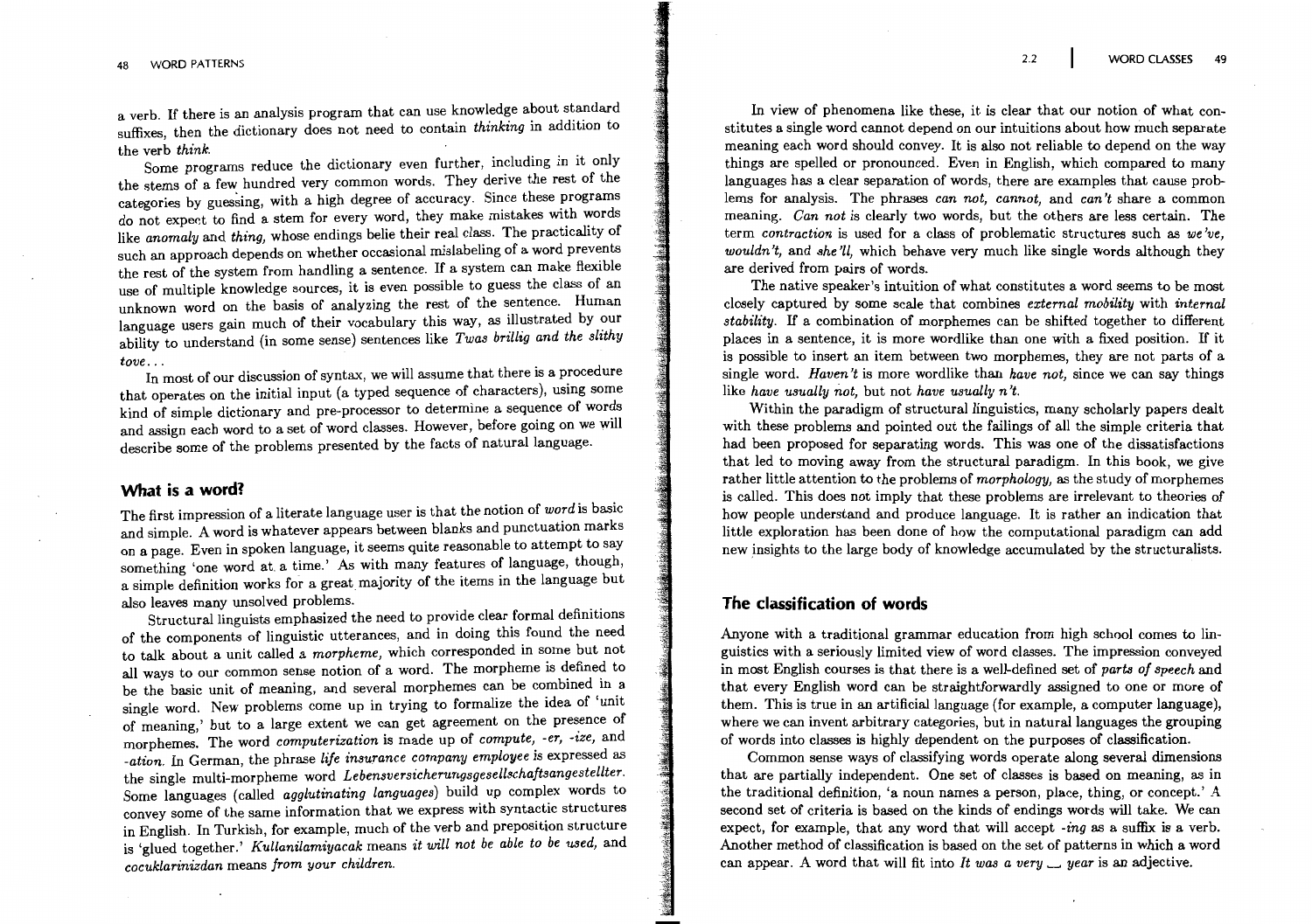a verb. If there is an analysis program that can use knowledge about standard suffixes, then the dictionary does not need to contain *thinking* in addition to the verb *think*.

Some programs reduce the dictionary even further, including in it only the stems of a few hundred very common words. They derive the rest of the categories by guessing, with a high degree of accuracy. Since these programs do not expect to find a stem for every word, they make mistakes with words like *anomaly* and *thing,* whose endings belie their real class. The practicality of such an approach depends on whether occasional mislabeling of a word prevents the rest of the system from handling a sentence. If a system can make flexible use of multiple knowledge sources, it is even possible to guess the class of an unknown word on the basis of analyzing the rest of the sentence. Human language users gain much of their vocabulary this way, as illustrated by our ability to understand (in some sense) sentences like *Twas brillig and the slithy tove...*

In most of our discussion of syntax, we will assume that there is a procedure that operates on the initial input (a typed sequence of characters), using some kind of simple dictionary and pre-processor to determine a sequence of words and assign each word to a set of word classes. However, before going on we will describe some of the problems presented by the facts of natural language.

## What is a word?

The first impression of a literate language user is that the notion of *word* is basic and simple. A word is whatever appears between blanks and punctuation marks on a page. Even in spoken language, it seems quite reasonable to attempt to say something 'one word at a time.' As with many features of language, though, a simple definition works for a great majority of the items in the language but also leaves many unsolved problems.

Structural linguists emphasized the need to provide clear formal definitions of the components of linguistic utterances, and in doing this found the need to talk about a unit called a *morpheme,* which corresponded in some but not all ways to our common sense notion of a word. The morpheme is defined to be the basic unit of meaning, and several morphemes can be combined in a single word. New problems come up in trying to formalize the idea of 'unit of meaning,' but to a large extent we can get agreement on the presence of morphemes. The word *computerization* is made up of *compute, -er, -ize,* and *-ation.* In German, the phrase *life insurance company employee* is expressed as the single multi-morpheme word *Lebensversicherungsgesellschaftsangestellter.* Some languages (called *agglutinating languages*) build up complex words to convey some of the same information that we express with syntactic structures in English. In Turkish, for example, much of the verb and preposition structure is 'glued together.' *Kullanilamiyacak* means *it will not be able to be used,* and *cocuklarinizdan* means *from your children.*

In view of phenomena like these, it is clear that our notion of what constitutes a single word cannot depend on our intuitions about how much separate meaning each word should convey. It is also not reliable to depend on the way things are spelled or pronounced. Even in English, which compared to many languages has a clear separation of words, there are examples that cause problems for analysis. The phrases *can not, cannot,* and *can't* share a common meaning. *Can not* is clearly two words, but the others are less certain. The term *contraction* is used for a class of problematic structures such as *we've, wouldn't,* and *she'll,* which behave very much like single words although they are derived from pairs of words.

The native speaker's intuition of what constitutes a word seems to be most closely captured by some scale that combines *external mobility* with *internal stability.* If a combination of morphemes can be shifted together to different places in a sentence, it is more wordlike than one with a fixed position. If it is possible to insert an item between two morphemes, they are not parts of a single word. *Haven't* is more wordlike than *have not,* since we can say things like *have usually not,* but not *have usually n't.*

Within the paradigm of structural linguistics, many scholarly papers dealt with these problems and pointed out the failings of all the simple criteria that had been proposed for separating words. This was one of the dissatisfactions that led to moving away from the structural paradigm. In this book, we give rather little attention to the problems of *morphology,* as the study of morphemes is called. This does not imply that these problems are irrelevant to theories of how people understand and produce language. It is rather an indication that little exploration has been done of how the computational paradigm can add new insights to the large body of knowledge accumulated by the structuralists.

## The classification of words

Anyone with a traditional grammar education from high school comes to linguistics with a seriously limited view of word classes. The impression conveyed in most English courses is that there is a well-defined set of *parts of speech* and that every English word can be straightforwardly assigned to one or more of them. This is true in an artificial language (for example, a computer language), where we can invent arbitrary categories, but in natural languages the grouping of words into classes is highly dependent on the purposes of classification.

Common sense ways of classifying words operate along several dimensions that are partially independent. One set of classes is based on meaning, as in the traditional definition, 'a noun names a person, place, thing, or concept.' A second set of criteria is based on the kinds of endings words will take. We can expect, for example, that any word that will accept *-ing* as a suffix is a verb. Another method of classification is based on the set of patterns in which a word can appear. A word that will fit into *It was a very* ___ *year* is an adjective.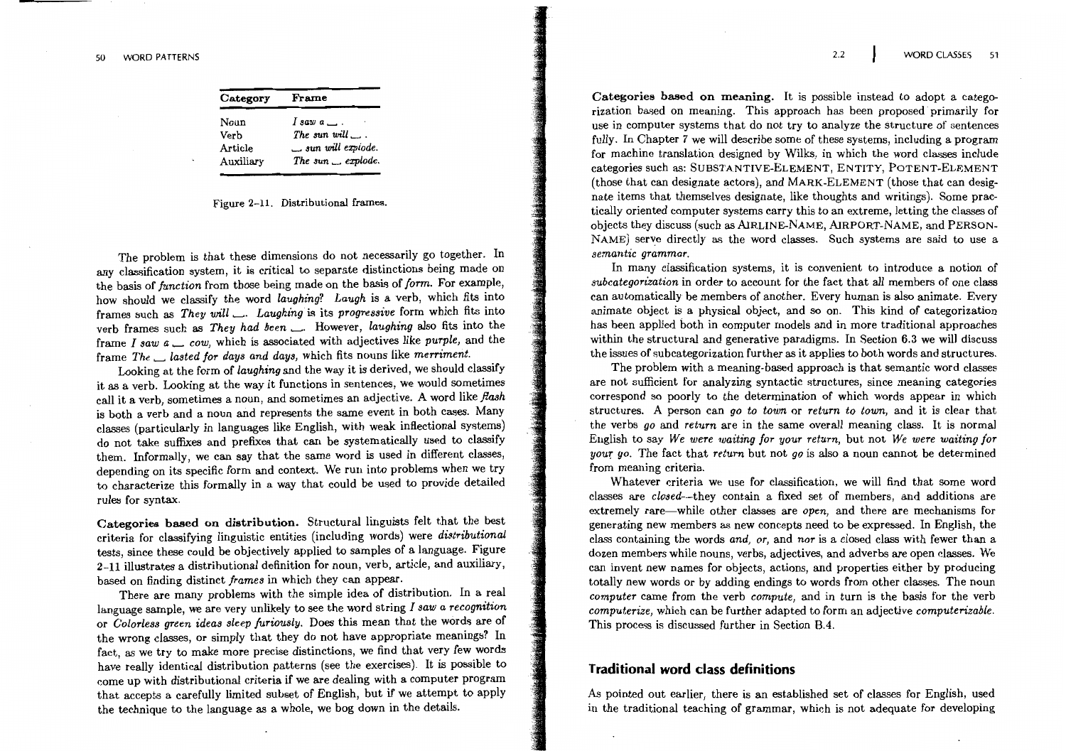| Category | Frame |
|---|---|
| Noun | *I saw a* ___ . |
| Verb | *The sun will* ___ . |
| Article | ___ *sun will explode.* |
| Auxiliary | *The sun* ___ *explode.* |

Figure 2-11. Distributional frames.

The problem is that these dimensions do not necessarily go together. In any classification system, it is critical to separate distinctions being made on the basis of *function* from those being made on the basis of *form*. For example, how should we classify the word *laughing*? *Laugh* is a verb, which fits into frames such as *They will* ___. *Laughing* is its *progressive* form which fits into verb frames such as *They had been* ___. However, *laughing* also fits into the frame *I saw a* ___ *cow*, which is associated with adjectives like *purple*, and the frame *The* ___ *lasted for days and days*, which fits nouns like *merriment*.

Looking at the form of *laughing* and the way it is derived, we should classify it as a verb. Looking at the way it functions in sentences, we would sometimes call it a verb, sometimes a noun, and sometimes an adjective. A word like *flash* is both a verb and a noun and represents the same event in both cases. Many classes (particularly in languages like English, with weak inflectional systems) do not take suffixes and prefixes that can be systematically used to classify them. Informally, we can say that the same word is used in different classes, depending on its specific form and context. We run into problems when we try to characterize this formally in a way that could be used to provide detailed rules for syntax.

**Categories based on distribution.** Structural linguists felt that the best criteria for classifying linguistic entities (including words) were *distributional* tests, since these could be objectively applied to samples of a language. Figure 2-11 illustrates a distributional definition for noun, verb, article, and auxiliary, based on finding distinct *frames* in which they can appear.

There are many problems with the simple idea of distribution. In a real language sample, we are very unlikely to see the word string *I saw a recognition* or *Colorless green ideas sleep furiously*. Does this mean that the words are of the wrong classes, or simply that they do not have appropriate meanings? In fact, as we try to make more precise distinctions, we find that very few words have really identical distribution patterns (see the exercises). It is possible to come up with distributional criteria if we are dealing with a computer program that accepts a carefully limited subset of English, but if we attempt to apply the technique to the language as a whole, we bog down in the details.

**Categories based on meaning.** It is possible instead to adopt a categorization based on meaning. This approach has been proposed primarily for use in computer systems that do not try to analyze the structure of sentences fully. In Chapter 7 we will describe some of these systems, including a program for machine translation designed by Wilks, in which the word classes include categories such as: SUBSTANTIVE-ELEMENT, ENTITY, POTENT-ELEMENT (those that can designate actors), and MARK-ELEMENT (those that can designate items that themselves designate, like thoughts and writings). Some practically oriented computer systems carry this to an extreme, letting the classes of objects they discuss (such as AIRLINE-NAME, AIRPORT-NAME, and PERSON-NAME) serve directly as the word classes. Such systems are said to use a *semantic grammar*.

In many classification systems, it is convenient to introduce a notion of *subcategorization* in order to account for the fact that *all* members of one class can automatically be members of another. Every human is also animate. Every animate object is a physical object, and so on. This kind of categorization has been applied both in computer models and in more traditional approaches within the structural and generative paradigms. In Section 6.3 we will discuss the issues of subcategorization further as it applies to both words and structures.

The problem with a meaning-based approach is that semantic word classes are not sufficient for analyzing syntactic structures, since meaning categories correspond so poorly to the determination of which words appear in which structures. A person can *go to town* or *return to town*, and it is clear that the verbs *go* and *return* are in the same overall meaning class. It is normal English to say *We were waiting for your return*, but not *We were waiting for your go*. The fact that *return* but not *go* is also a noun cannot be determined from meaning criteria.

Whatever criteria we use for classification, we will find that some word classes are *closed*—they contain a fixed set of members, and additions are extremely rare—while other classes are *open*, and there are mechanisms for generating new members as new concepts need to be expressed. In English, the class containing the words *and*, *or*, and *nor* is a closed class with fewer than a dozen members while nouns, verbs, adjectives, and adverbs are open classes. We can invent new names for objects, actions, and properties either by producing totally new words or by adding endings to words from other classes. The noun *computer* came from the verb *compute*, and in turn is the basis for the verb *computerize*, which can be further adapted to form an adjective *computerizable*. This process is discussed further in Section B.4.

## Traditional word class definitions

As pointed out earlier, there is an established set of classes for English, used in the traditional teaching of grammar, which is not adequate for developing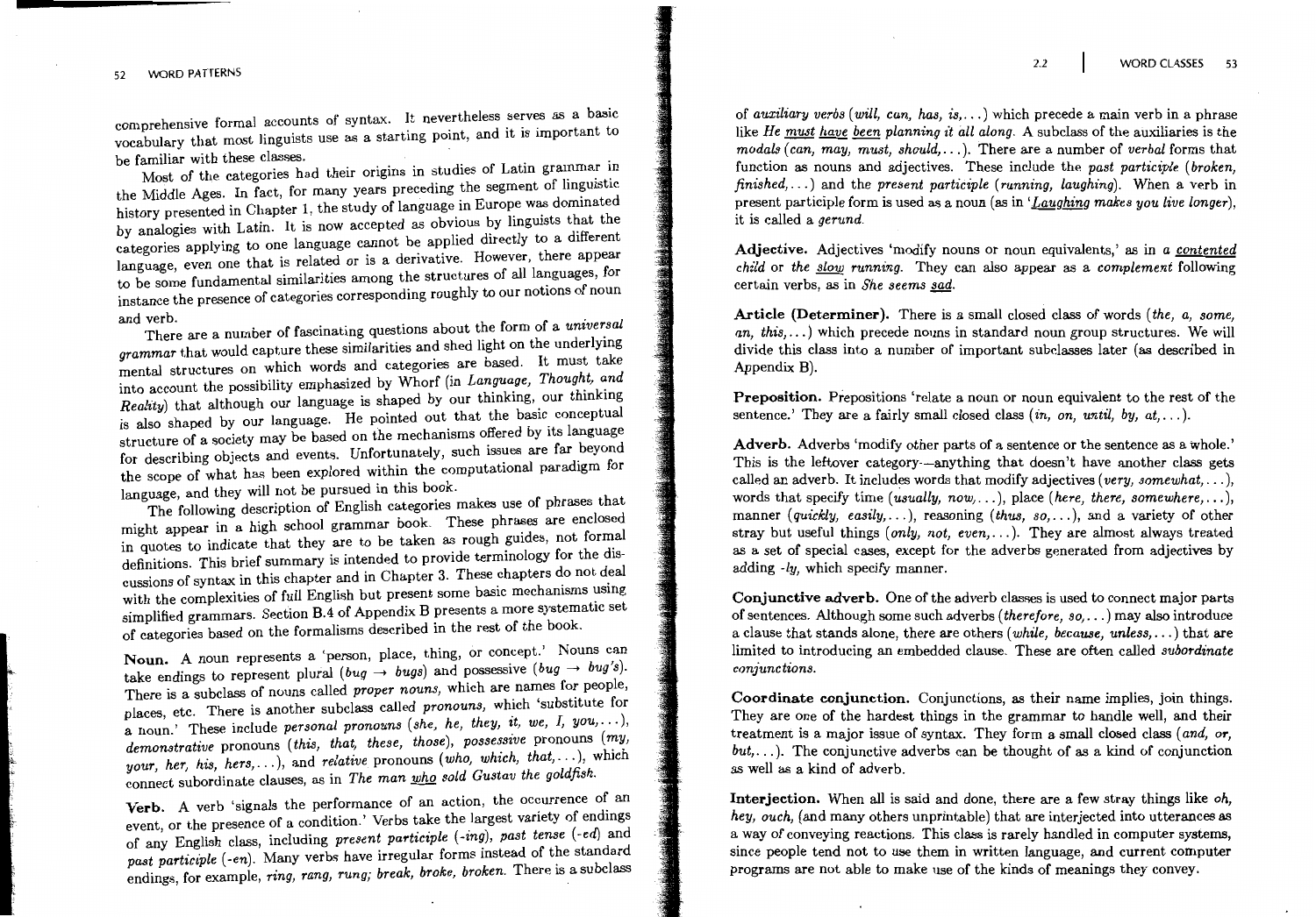comprehensive formal accounts of syntax. It nevertheless serves as a basic vocabulary that most linguists use as a starting point, and it is important to be familiar with these classes.

Most of the categories had their origins in studies of Latin grammar in the Middle Ages. In fact, for many years preceding the segment of linguistic history presented in Chapter 1, the study of language in Europe was dominated by analogies with Latin. It is now accepted as obvious by linguists that the categories applying to one language cannot be applied directly to a different language, even one that is related or is a derivative. However, there appear to be some fundamental similarities among the structures of all languages, for instance the presence of categories corresponding roughly to our notions of noun and verb.

There are a number of fascinating questions about the form of a *universal grammar* that would capture these similarities and shed light on the underlying mental structures on which words and categories are based. It must take into account the possibility emphasized by Whorf (in *Language, Thought, and Reality*) that although our language is shaped by our thinking, our thinking is also shaped by our language. He pointed out that the basic conceptual structure of a society may be based on the mechanisms offered by its language for describing objects and events. Unfortunately, such issues are far beyond the scope of what has been explored within the computational paradigm for language, and they will not be pursued in this book.

The following description of English categories makes use of phrases that might appear in a high school grammar book. These phrases are enclosed in quotes to indicate that they are to be taken as rough guides, not formal definitions. This brief summary is intended to provide terminology for the discussions of syntax in this chapter and in Chapter 3. These chapters do not deal with the complexities of full English but present some basic mechanisms using simplified grammars. Section B.4 of Appendix B presents a more systematic set of categories based on the formalisms described in the rest of the book.

**Noun.** A noun represents a 'person, place, thing, or concept.' Nouns can take endings to represent plural (*bug* → *bugs*) and possessive (*bug* → *bug's*). There is a subclass of nouns called *proper nouns*, which are names for people, places, etc. There is another subclass called *pronouns*, which 'substitute for a noun.' These include *personal pronouns* (*she, he, they, it, we, I, you,...*), *demonstrative* pronouns (*this, that, these, those*), *possessive* pronouns (*my, your, her, his, hers,...*), and *relative* pronouns (*who, which, that,...*), which connect subordinate clauses, as in *The man <u>who</u> sold Gustav the goldfish*.

**Verb.** A verb 'signals the performance of an action, the occurrence of an event, or the presence of a condition.' Verbs take the largest variety of endings of any English class, including *present participle* (*-ing*), *past tense* (*-ed*) and *past participle* (*-en*). Many verbs have irregular forms instead of the standard endings, for example, *ring, rang, rung; break, broke, broken*. There is a subclass of *auxiliary verbs* (*will, can, has, is,...*) which precede a main verb in a phrase like *He <u>must</u> <u>have</u> <u>been</u> planning it all along*. A subclass of the auxiliaries is the *modals* (*can, may, must, should,...*). There are a number of *verbal* forms that function as nouns and adjectives. These include the *past participle* (*broken, finished,...*) and the *present participle* (*running, laughing*). When a verb in present participle form is used as a noun (as in '*<u>Laughing</u> makes you live longer*'), it is called a *gerund*.

**Adjective.** Adjectives 'modify nouns or noun equivalents,' as in *a <u>contented</u> child* or *the <u>slow</u> running*. They can also appear as a *complement* following certain verbs, as in *She seems <u>sad</u>*.

**Article (Determiner).** There is a small closed class of words (*the, a, some, an, this,...*) which precede nouns in standard noun group structures. We will divide this class into a number of important subclasses later (as described in Appendix B).

**Preposition.** Prepositions 'relate a noun or noun equivalent to the rest of the sentence.' They are a fairly small closed class (*in, on, until, by, at,...*).

**Adverb.** Adverbs 'modify other parts of a sentence or the sentence as a whole.' This is the leftover category—anything that doesn't have another class gets called an adverb. It includes words that modify adjectives (*very, somewhat,...*), words that specify time (*usually, now,...*), place (*here, there, somewhere,...*), manner (*quickly, easily,...*), reasoning (*thus, so,...*), and a variety of other stray but useful things (*only, not, even,...*). They are almost always treated as a set of special cases, except for the adverbs generated from adjectives by adding *-ly*, which specify manner.

**Conjunctive adverb.** One of the adverb classes is used to connect major parts of sentences. Although some such adverbs (*therefore, so,...*) may also introduce a clause that stands alone, there are others (*while, because, unless,...*) that are limited to introducing an embedded clause. These are often called *subordinate conjunctions*.

**Coordinate conjunction.** Conjunctions, as their name implies, join things. They are one of the hardest things in the grammar to handle well, and their treatment is a major issue of syntax. They form a small closed class (*and, or, but,...*). The conjunctive adverbs can be thought of as a kind of conjunction as well as a kind of adverb.

**Interjection.** When all is said and done, there are a few stray things like *oh, hey, ouch,* (and many others unprintable) that are interjected into utterances as a way of conveying reactions. This class is rarely handled in computer systems, since people tend not to use them in written language, and current computer programs are not able to make use of the kinds of meanings they convey.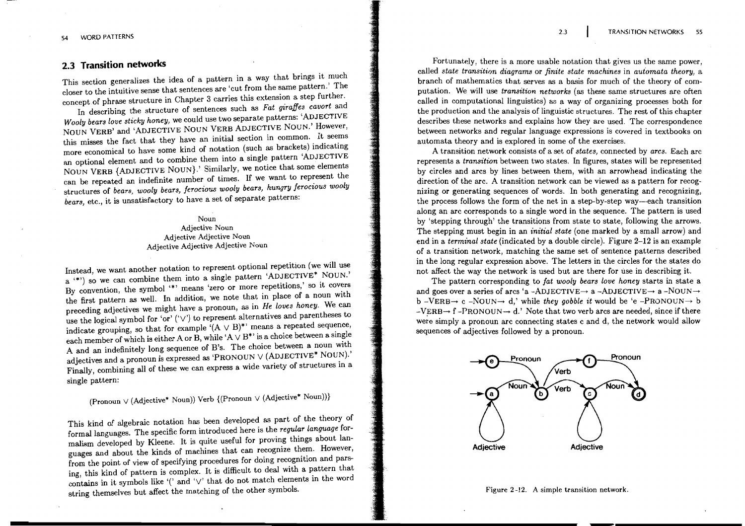## 2.3 Transition networks

This section generalizes the idea of a pattern in a way that brings it much closer to the intuitive sense that sentences are 'cut from the same pattern.' The concept of phrase structure in Chapter 3 carries this extension a step further.

In describing the structure of sentences such as *Fat giraffes cavort* and *Wooly bears love sticky honey*, we could use two separate patterns: 'ADJECTIVE NOUN VERB' and 'ADJECTIVE NOUN VERB ADJECTIVE NOUN.' However, this misses the fact that they have an initial section in common. It seems more economical to have some kind of notation (such as brackets) indicating an optional element and to combine them into a single pattern 'ADJECTIVE NOUN VERB {ADJECTIVE NOUN}.' Similarly, we notice that some elements can be repeated an indefinite number of times. If we want to represent the structures of *bears*, *wooly bears*, *ferocious wooly bears*, *hungry ferocious wooly bears*, etc., it is unsatisfactory to have a set of separate patterns:

Noun
Adjective Noun
Adjective Adjective Noun
Adjective Adjective Adjective Noun

Instead, we want another notation to represent optional repetition (we will use a '*') so we can combine them into a single pattern 'ADJECTIVE* NOUN.' By convention, the symbol '*' means 'zero or more repetitions,' so it covers the first pattern as well. In addition, we note that in place of a noun with preceding adjectives we might have a pronoun, as in *He loves honey*. We can use the logical symbol for 'or' ('∨') to represent alternatives and parentheses to indicate grouping, so that for example '(A ∨ B)*' means a repeated sequence, each member of which is either A or B, while 'A ∨ B*' is a choice between a single A and an indefinitely long sequence of B's. The choice between a noun with adjectives and a pronoun is expressed as 'PRONOUN ∨ (ADJECTIVE* NOUN).' Finally, combining all of these we can express a wide variety of structures in a single pattern:

(Pronoun ∨ (Adjective* Noun)) Verb {(Pronoun ∨ (Adjective* Noun))}

This kind of algebraic notation has been developed as part of the theory of formal languages. The specific form introduced here is the *regular language* formalism developed by Kleene. It is quite useful for proving things about languages and about the kinds of machines that can recognize them. However, from the point of view of specifying procedures for doing recognition and parsing, this kind of pattern is complex. It is difficult to deal with a pattern that contains in it symbols like '(' and '∨' that do not match elements in the word string themselves but affect the matching of the other symbols.

Fortunately, there is a more usable notation that gives us the same power, called *state transition diagrams* or *finite state machines* in *automata theory*, a branch of mathematics that serves as a basis for much of the theory of computation. We will use *transition networks* (as these same structures are often called in computational linguistics) as a way of organizing processes both for the production and the analysis of linguistic structures. The rest of this chapter describes these networks and explains how they are used. The correspondence between networks and regular language expressions is covered in textbooks on automata theory and is explored in some of the exercises.

A transition network consists of a set of *states*, connected by *arcs*. Each arc represents a *transition* between two states. In figures, states will be represented by circles and arcs by lines between them, with an arrowhead indicating the direction of the arc. A transition network can be viewed as a pattern for recognizing or generating sequences of words. In both generating and recognizing, the process follows the form of the net in a step-by-step way—each transition along an arc corresponds to a single word in the sequence. The pattern is used by 'stepping through' the transitions from state to state, following the arrows. The stepping must begin in an *initial state* (one marked by a small arrow) and end in a *terminal state* (indicated by a double circle). Figure 2–12 is an example of a transition network, matching the same set of sentence patterns described in the long regular expression above. The letters in the circles for the states do not affect the way the network is used but are there for use in describing it.

The pattern corresponding to *fat wooly bears love honey* starts in state a and goes over a series of arcs 'a –ADJECTIVE→ a –ADJECTIVE→ a –NOUN→ b –VERB→ c –NOUN→ d,' while *they gobble it* would be 'e –PRONOUN→ b –VERB→ f –PRONOUN→ d.' Note that two verb arcs are needed, since if there were simply a pronoun arc connecting states c and d, the network would allow sequences of adjectives followed by a pronoun.

e
Pronoun
f
Pronoun
Verb
a
Noun
b
Verb
c
Noun
d
Adjective
Adjective

Figure 2–12. A simple transition network.